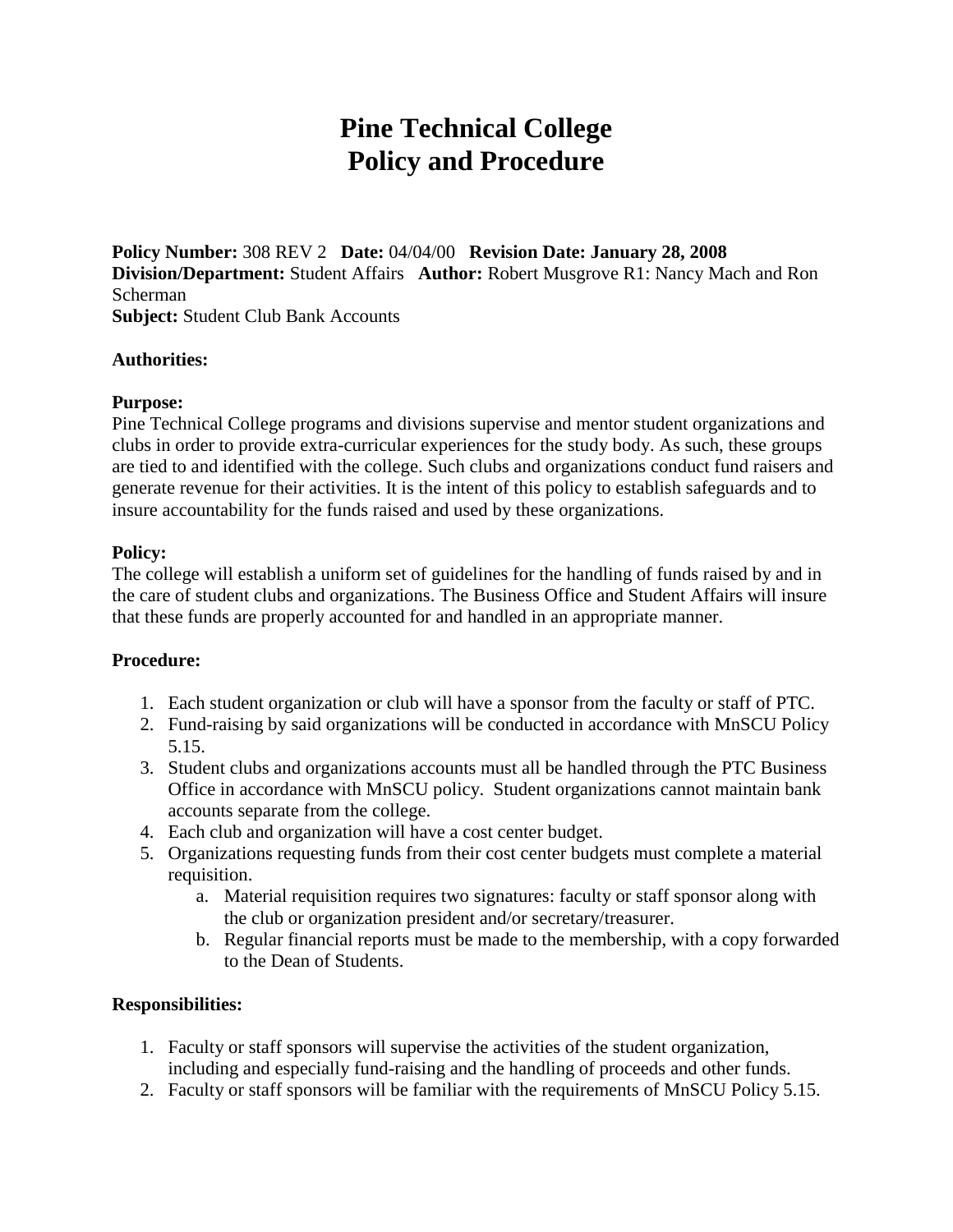# Pine Technical College
# Policy and Procedure

**Policy Number:** 308 REV 2 **Date:** 04/04/00 **Revision Date: January 28, 2008**
**Division/Department:** Student Affairs **Author:** Robert Musgrove R1: Nancy Mach and Ron Scherman
**Subject:** Student Club Bank Accounts

**Authorities:**

**Purpose:**
Pine Technical College programs and divisions supervise and mentor student organizations and clubs in order to provide extra-curricular experiences for the study body. As such, these groups are tied to and identified with the college. Such clubs and organizations conduct fund raisers and generate revenue for their activities. It is the intent of this policy to establish safeguards and to insure accountability for the funds raised and used by these organizations.

**Policy:**
The college will establish a uniform set of guidelines for the handling of funds raised by and in the care of student clubs and organizations. The Business Office and Student Affairs will insure that these funds are properly accounted for and handled in an appropriate manner.

**Procedure:**

1. Each student organization or club will have a sponsor from the faculty or staff of PTC.
2. Fund-raising by said organizations will be conducted in accordance with MnSCU Policy 5.15.
3. Student clubs and organizations accounts must all be handled through the PTC Business Office in accordance with MnSCU policy. Student organizations cannot maintain bank accounts separate from the college.
4. Each club and organization will have a cost center budget.
5. Organizations requesting funds from their cost center budgets must complete a material requisition.
    a. Material requisition requires two signatures: faculty or staff sponsor along with the club or organization president and/or secretary/treasurer.
    b. Regular financial reports must be made to the membership, with a copy forwarded to the Dean of Students.

**Responsibilities:**

1. Faculty or staff sponsors will supervise the activities of the student organization, including and especially fund-raising and the handling of proceeds and other funds.
2. Faculty or staff sponsors will be familiar with the requirements of MnSCU Policy 5.15.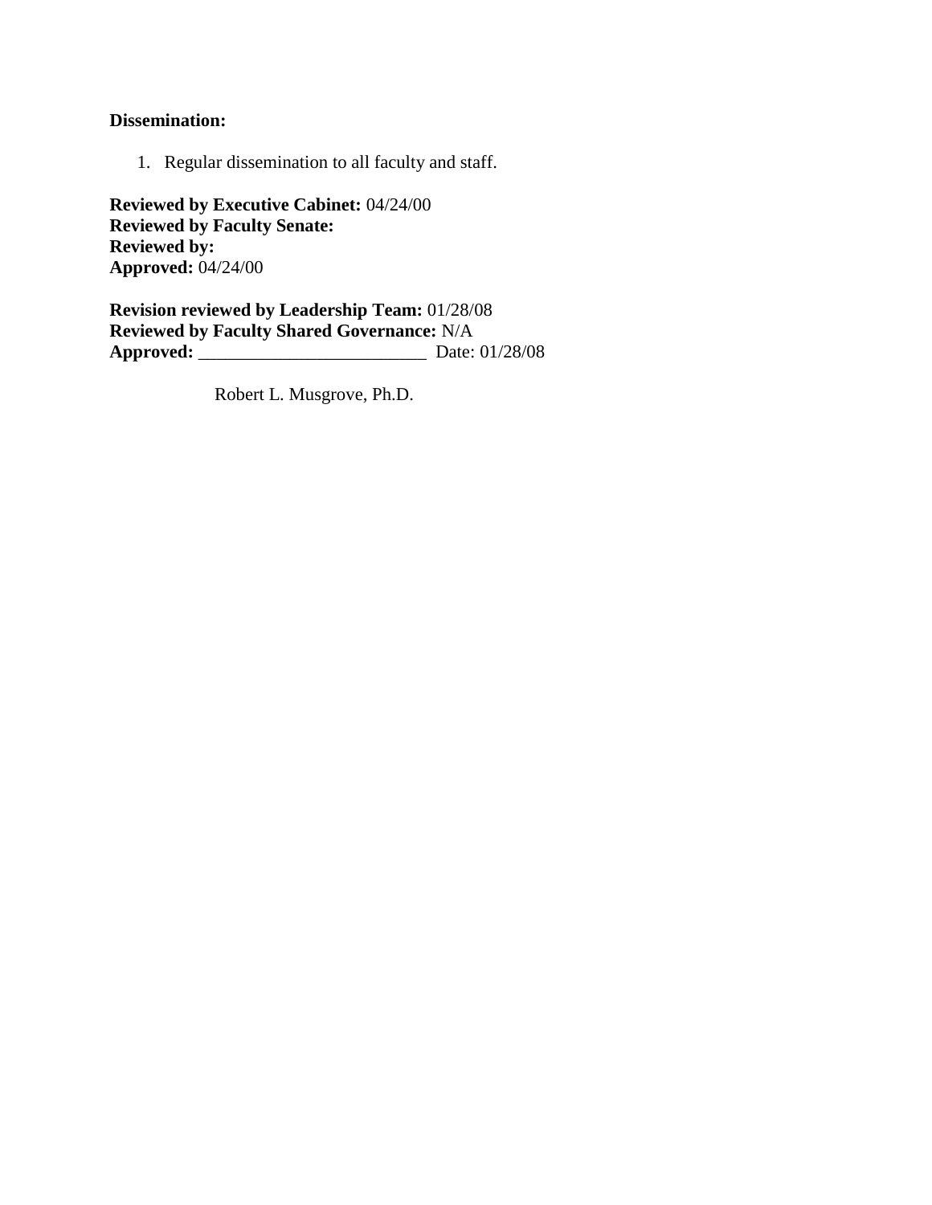**Dissemination:**

1. Regular dissemination to all faculty and staff.

**Reviewed by Executive Cabinet:** 04/24/00
**Reviewed by Faculty Senate:**
**Reviewed by:**
**Approved:** 04/24/00

**Revision reviewed by Leadership Team:** 01/28/08
**Reviewed by Faculty Shared Governance:** N/A
**Approved:** _________________________ Date: 01/28/08

Robert L. Musgrove, Ph.D.